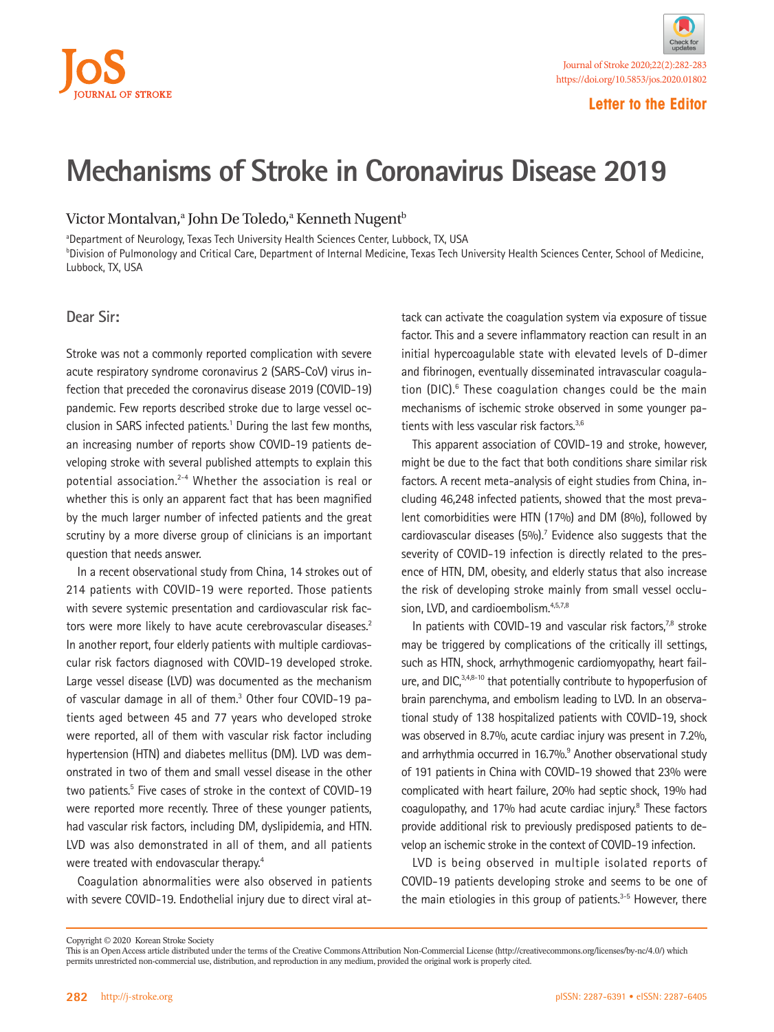Letter to the Editor

# Mechanisms of Stroke in Coronavirus Disease 2019

Victor Montalvan,[a] John De Toledo,[a] Kenneth Nugent[b]

[a]Department of Neurology, Texas Tech University Health Sciences Center, Lubbock, TX, USA
[b]Division of Pulmonology and Critical Care, Department of Internal Medicine, Texas Tech University Health Sciences Center, School of Medicine, Lubbock, TX, USA

## Dear Sir:

Stroke was not a commonly reported complication with severe acute respiratory syndrome coronavirus 2 (SARS-CoV) virus infection that preceded the coronavirus disease 2019 (COVID-19) pandemic. Few reports described stroke due to large vessel occlusion in SARS infected patients.[1] During the last few months, an increasing number of reports show COVID-19 patients developing stroke with several published attempts to explain this potential association.[2-4] Whether the association is real or whether this is only an apparent fact that has been magnified by the much larger number of infected patients and the great scrutiny by a more diverse group of clinicians is an important question that needs answer.

In a recent observational study from China, 14 strokes out of 214 patients with COVID-19 were reported. Those patients with severe systemic presentation and cardiovascular risk factors were more likely to have acute cerebrovascular diseases.[2] In another report, four elderly patients with multiple cardiovascular risk factors diagnosed with COVID-19 developed stroke. Large vessel disease (LVD) was documented as the mechanism of vascular damage in all of them.[3] Other four COVID-19 patients aged between 45 and 77 years who developed stroke were reported, all of them with vascular risk factor including hypertension (HTN) and diabetes mellitus (DM). LVD was demonstrated in two of them and small vessel disease in the other two patients.[5] Five cases of stroke in the context of COVID-19 were reported more recently. Three of these younger patients, had vascular risk factors, including DM, dyslipidemia, and HTN. LVD was also demonstrated in all of them, and all patients were treated with endovascular therapy.[4]

Coagulation abnormalities were also observed in patients with severe COVID-19. Endothelial injury due to direct viral attack can activate the coagulation system via exposure of tissue factor. This and a severe inflammatory reaction can result in an initial hypercoagulable state with elevated levels of D-dimer and fibrinogen, eventually disseminated intravascular coagulation (DIC).[6] These coagulation changes could be the main mechanisms of ischemic stroke observed in some younger patients with less vascular risk factors.[3,6]

This apparent association of COVID-19 and stroke, however, might be due to the fact that both conditions share similar risk factors. A recent meta-analysis of eight studies from China, including 46,248 infected patients, showed that the most prevalent comorbidities were HTN (17%) and DM (8%), followed by cardiovascular diseases (5%).[7] Evidence also suggests that the severity of COVID-19 infection is directly related to the presence of HTN, DM, obesity, and elderly status that also increase the risk of developing stroke mainly from small vessel occlusion, LVD, and cardioembolism.[4,5,7,8]

In patients with COVID-19 and vascular risk factors,[7,8] stroke may be triggered by complications of the critically ill settings, such as HTN, shock, arrhythmogenic cardiomyopathy, heart failure, and DIC,[3,4,8-10] that potentially contribute to hypoperfusion of brain parenchyma, and embolism leading to LVD. In an observational study of 138 hospitalized patients with COVID-19, shock was observed in 8.7%, acute cardiac injury was present in 7.2%, and arrhythmia occurred in 16.7%.[9] Another observational study of 191 patients in China with COVID-19 showed that 23% were complicated with heart failure, 20% had septic shock, 19% had coagulopathy, and 17% had acute cardiac injury.[8] These factors provide additional risk to previously predisposed patients to develop an ischemic stroke in the context of COVID-19 infection.

LVD is being observed in multiple isolated reports of COVID-19 patients developing stroke and seems to be one of the main etiologies in this group of patients.[3-5] However, there

Copyright © 2020 Korean Stroke Society
This is an Open Access article distributed under the terms of the Creative Commons Attribution Non-Commercial License (http://creativecommons.org/licenses/by-nc/4.0/) which permits unrestricted non-commercial use, distribution, and reproduction in any medium, provided the original work is properly cited.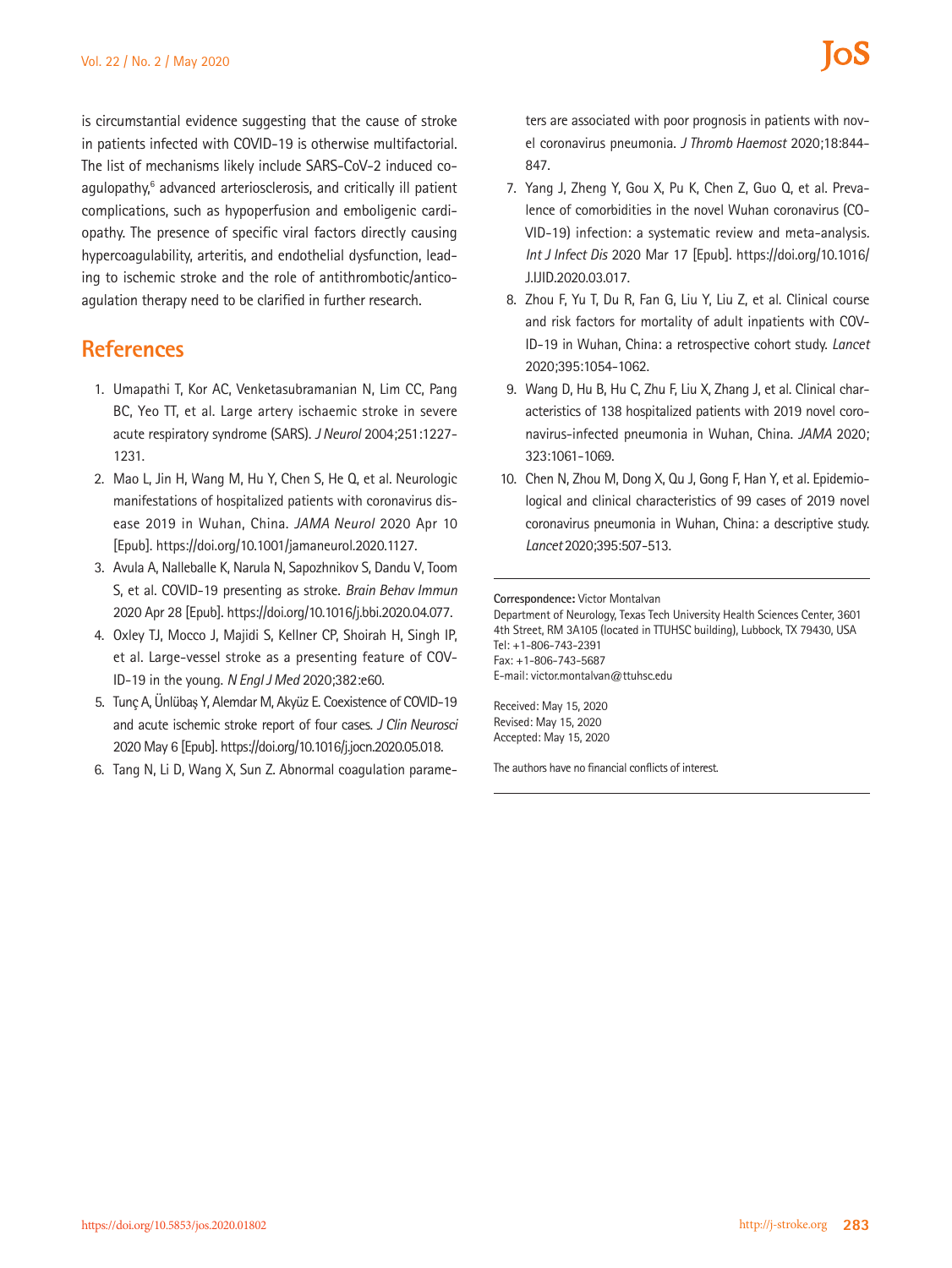is circumstantial evidence suggesting that the cause of stroke in patients infected with COVID-19 is otherwise multifactorial. The list of mechanisms likely include SARS-CoV-2 induced coagulopathy,[6] advanced arteriosclerosis, and critically ill patient complications, such as hypoperfusion and emboligenic cardiopathy. The presence of specific viral factors directly causing hypercoagulability, arteritis, and endothelial dysfunction, leading to ischemic stroke and the role of antithrombotic/anticoagulation therapy need to be clarified in further research.

## References

1. Umapathi T, Kor AC, Venketasubramanian N, Lim CC, Pang BC, Yeo TT, et al. Large artery ischaemic stroke in severe acute respiratory syndrome (SARS). *J Neurol* 2004;251:1227-1231.
2. Mao L, Jin H, Wang M, Hu Y, Chen S, He Q, et al. Neurologic manifestations of hospitalized patients with coronavirus disease 2019 in Wuhan, China. *JAMA Neurol* 2020 Apr 10 [Epub]. https://doi.org/10.1001/jamaneurol.2020.1127.
3. Avula A, Nalleballe K, Narula N, Sapozhnikov S, Dandu V, Toom S, et al. COVID-19 presenting as stroke. *Brain Behav Immun* 2020 Apr 28 [Epub]. https://doi.org/10.1016/j.bbi.2020.04.077.
4. Oxley TJ, Mocco J, Majidi S, Kellner CP, Shoirah H, Singh IP, et al. Large-vessel stroke as a presenting feature of COVID-19 in the young. *N Engl J Med* 2020;382:e60.
5. Tunç A, Ünlübaş Y, Alemdar M, Akyüz E. Coexistence of COVID-19 and acute ischemic stroke report of four cases. *J Clin Neurosci* 2020 May 6 [Epub]. https://doi.org/10.1016/j.jocn.2020.05.018.
6. Tang N, Li D, Wang X, Sun Z. Abnormal coagulation parameters are associated with poor prognosis in patients with novel coronavirus pneumonia. *J Thromb Haemost* 2020;18:844-847.
7. Yang J, Zheng Y, Gou X, Pu K, Chen Z, Guo Q, et al. Prevalence of comorbidities in the novel Wuhan coronavirus (COVID-19) infection: a systematic review and meta-analysis. *Int J Infect Dis* 2020 Mar 17 [Epub]. https://doi.org/10.1016/J.IJID.2020.03.017.
8. Zhou F, Yu T, Du R, Fan G, Liu Y, Liu Z, et al. Clinical course and risk factors for mortality of adult inpatients with COVID-19 in Wuhan, China: a retrospective cohort study. *Lancet* 2020;395:1054-1062.
9. Wang D, Hu B, Hu C, Zhu F, Liu X, Zhang J, et al. Clinical characteristics of 138 hospitalized patients with 2019 novel coronavirus-infected pneumonia in Wuhan, China. *JAMA* 2020; 323:1061-1069.
10. Chen N, Zhou M, Dong X, Qu J, Gong F, Han Y, et al. Epidemiological and clinical characteristics of 99 cases of 2019 novel coronavirus pneumonia in Wuhan, China: a descriptive study. *Lancet* 2020;395:507-513.

**Correspondence:** Victor Montalvan
Department of Neurology, Texas Tech University Health Sciences Center, 3601 4th Street, RM 3A105 (located in TTUHSC building), Lubbock, TX 79430, USA
Tel: +1-806-743-2391
Fax: +1-806-743-5687
E-mail: victor.montalvan@ttuhsc.edu

Received: May 15, 2020
Revised: May 15, 2020
Accepted: May 15, 2020

The authors have no financial conflicts of interest.